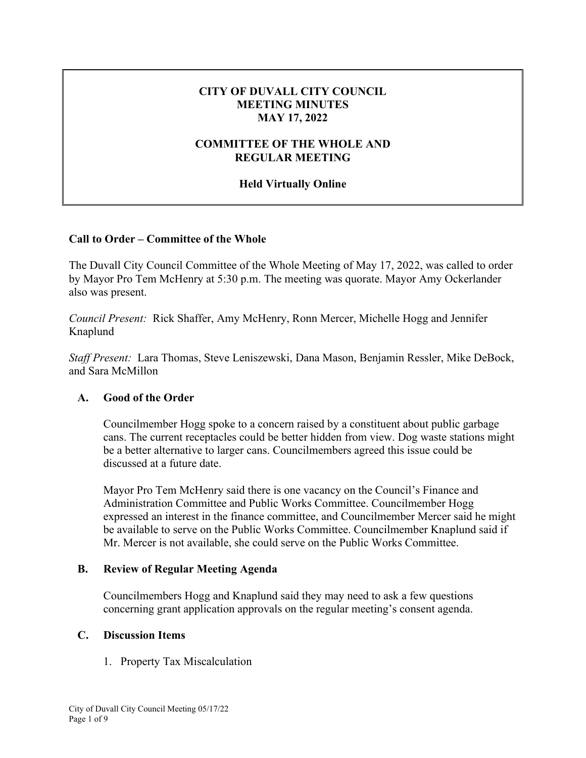# CITY OF DUVALL CITY COUNCIL
# MEETING MINUTES
# MAY 17, 2022

## COMMITTEE OF THE WHOLE AND REGULAR MEETING

### Held Virtually Online

**Call to Order – Committee of the Whole**

The Duvall City Council Committee of the Whole Meeting of May 17, 2022, was called to order by Mayor Pro Tem McHenry at 5:30 p.m. The meeting was quorate. Mayor Amy Ockerlander also was present.

*Council Present:* Rick Shaffer, Amy McHenry, Ronn Mercer, Michelle Hogg and Jennifer Knaplund

*Staff Present:* Lara Thomas, Steve Leniszewski, Dana Mason, Benjamin Ressler, Mike DeBock, and Sara McMillon

**A. Good of the Order**

Councilmember Hogg spoke to a concern raised by a constituent about public garbage cans. The current receptacles could be better hidden from view. Dog waste stations might be a better alternative to larger cans. Councilmembers agreed this issue could be discussed at a future date.

Mayor Pro Tem McHenry said there is one vacancy on the Council's Finance and Administration Committee and Public Works Committee. Councilmember Hogg expressed an interest in the finance committee, and Councilmember Mercer said he might be available to serve on the Public Works Committee. Councilmember Knaplund said if Mr. Mercer is not available, she could serve on the Public Works Committee.

**B. Review of Regular Meeting Agenda**

Councilmembers Hogg and Knaplund said they may need to ask a few questions concerning grant application approvals on the regular meeting's consent agenda.

**C. Discussion Items**

1. Property Tax Miscalculation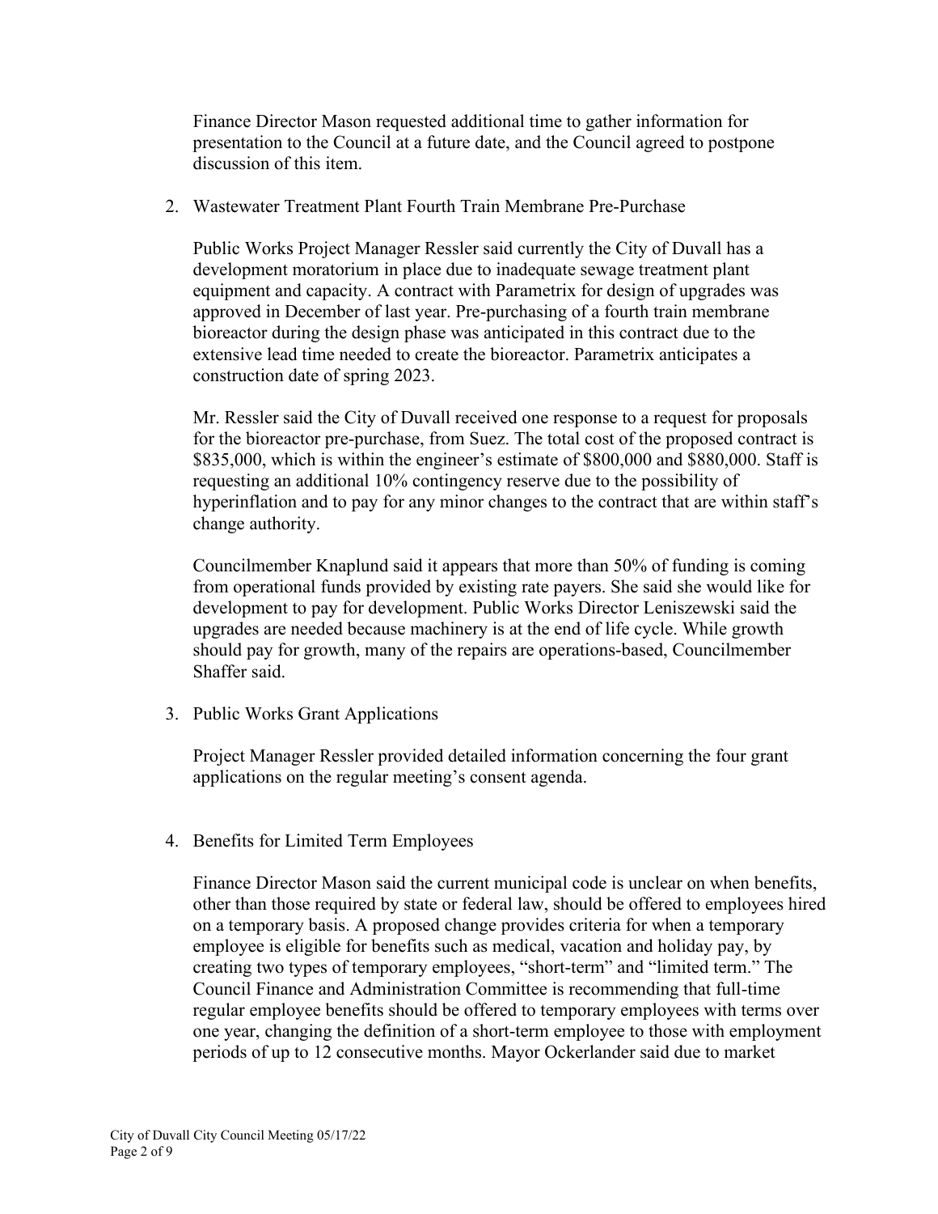Finance Director Mason requested additional time to gather information for presentation to the Council at a future date, and the Council agreed to postpone discussion of this item.

2. Wastewater Treatment Plant Fourth Train Membrane Pre-Purchase

   Public Works Project Manager Ressler said currently the City of Duvall has a development moratorium in place due to inadequate sewage treatment plant equipment and capacity. A contract with Parametrix for design of upgrades was approved in December of last year. Pre-purchasing of a fourth train membrane bioreactor during the design phase was anticipated in this contract due to the extensive lead time needed to create the bioreactor. Parametrix anticipates a construction date of spring 2023.

   Mr. Ressler said the City of Duvall received one response to a request for proposals for the bioreactor pre-purchase, from Suez. The total cost of the proposed contract is $835,000, which is within the engineer's estimate of $800,000 and $880,000. Staff is requesting an additional 10% contingency reserve due to the possibility of hyperinflation and to pay for any minor changes to the contract that are within staff's change authority.

   Councilmember Knaplund said it appears that more than 50% of funding is coming from operational funds provided by existing rate payers. She said she would like for development to pay for development. Public Works Director Leniszewski said the upgrades are needed because machinery is at the end of life cycle. While growth should pay for growth, many of the repairs are operations-based, Councilmember Shaffer said.

3. Public Works Grant Applications

   Project Manager Ressler provided detailed information concerning the four grant applications on the regular meeting's consent agenda.

4. Benefits for Limited Term Employees

   Finance Director Mason said the current municipal code is unclear on when benefits, other than those required by state or federal law, should be offered to employees hired on a temporary basis. A proposed change provides criteria for when a temporary employee is eligible for benefits such as medical, vacation and holiday pay, by creating two types of temporary employees, "short-term" and "limited term." The Council Finance and Administration Committee is recommending that full-time regular employee benefits should be offered to temporary employees with terms over one year, changing the definition of a short-term employee to those with employment periods of up to 12 consecutive months. Mayor Ockerlander said due to market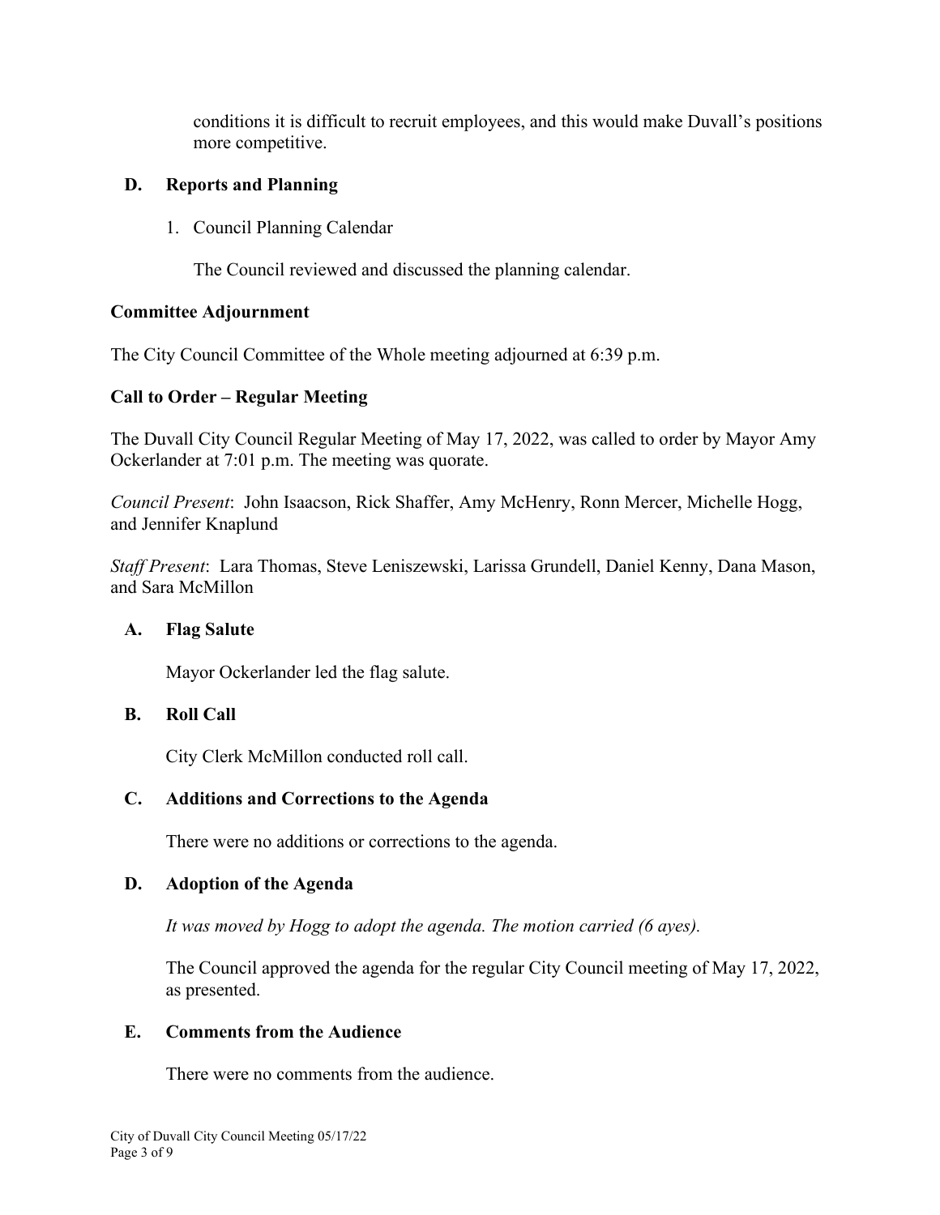conditions it is difficult to recruit employees, and this would make Duvall's positions more competitive.

### D. Reports and Planning

1. Council Planning Calendar

   The Council reviewed and discussed the planning calendar.

## Committee Adjournment

The City Council Committee of the Whole meeting adjourned at 6:39 p.m.

## Call to Order – Regular Meeting

The Duvall City Council Regular Meeting of May 17, 2022, was called to order by Mayor Amy Ockerlander at 7:01 p.m. The meeting was quorate.

*Council Present*: John Isaacson, Rick Shaffer, Amy McHenry, Ronn Mercer, Michelle Hogg, and Jennifer Knaplund

*Staff Present*: Lara Thomas, Steve Leniszewski, Larissa Grundell, Daniel Kenny, Dana Mason, and Sara McMillon

### A. Flag Salute

Mayor Ockerlander led the flag salute.

### B. Roll Call

City Clerk McMillon conducted roll call.

### C. Additions and Corrections to the Agenda

There were no additions or corrections to the agenda.

### D. Adoption of the Agenda

*It was moved by Hogg to adopt the agenda. The motion carried (6 ayes).*

The Council approved the agenda for the regular City Council meeting of May 17, 2022, as presented.

### E. Comments from the Audience

There were no comments from the audience.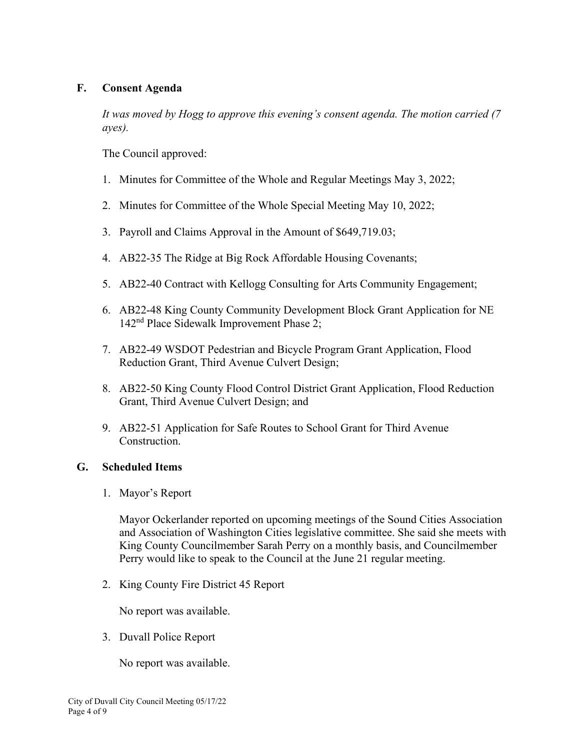## F. Consent Agenda

*It was moved by Hogg to approve this evening's consent agenda. The motion carried (7 ayes).*

The Council approved:

1. Minutes for Committee of the Whole and Regular Meetings May 3, 2022;
2. Minutes for Committee of the Whole Special Meeting May 10, 2022;
3. Payroll and Claims Approval in the Amount of $649,719.03;
4. AB22-35 The Ridge at Big Rock Affordable Housing Covenants;
5. AB22-40 Contract with Kellogg Consulting for Arts Community Engagement;
6. AB22-48 King County Community Development Block Grant Application for NE 142nd Place Sidewalk Improvement Phase 2;
7. AB22-49 WSDOT Pedestrian and Bicycle Program Grant Application, Flood Reduction Grant, Third Avenue Culvert Design;
8. AB22-50 King County Flood Control District Grant Application, Flood Reduction Grant, Third Avenue Culvert Design; and
9. AB22-51 Application for Safe Routes to School Grant for Third Avenue Construction.

## G. Scheduled Items

1. Mayor's Report

   Mayor Ockerlander reported on upcoming meetings of the Sound Cities Association and Association of Washington Cities legislative committee. She said she meets with King County Councilmember Sarah Perry on a monthly basis, and Councilmember Perry would like to speak to the Council at the June 21 regular meeting.

2. King County Fire District 45 Report

   No report was available.

3. Duvall Police Report

   No report was available.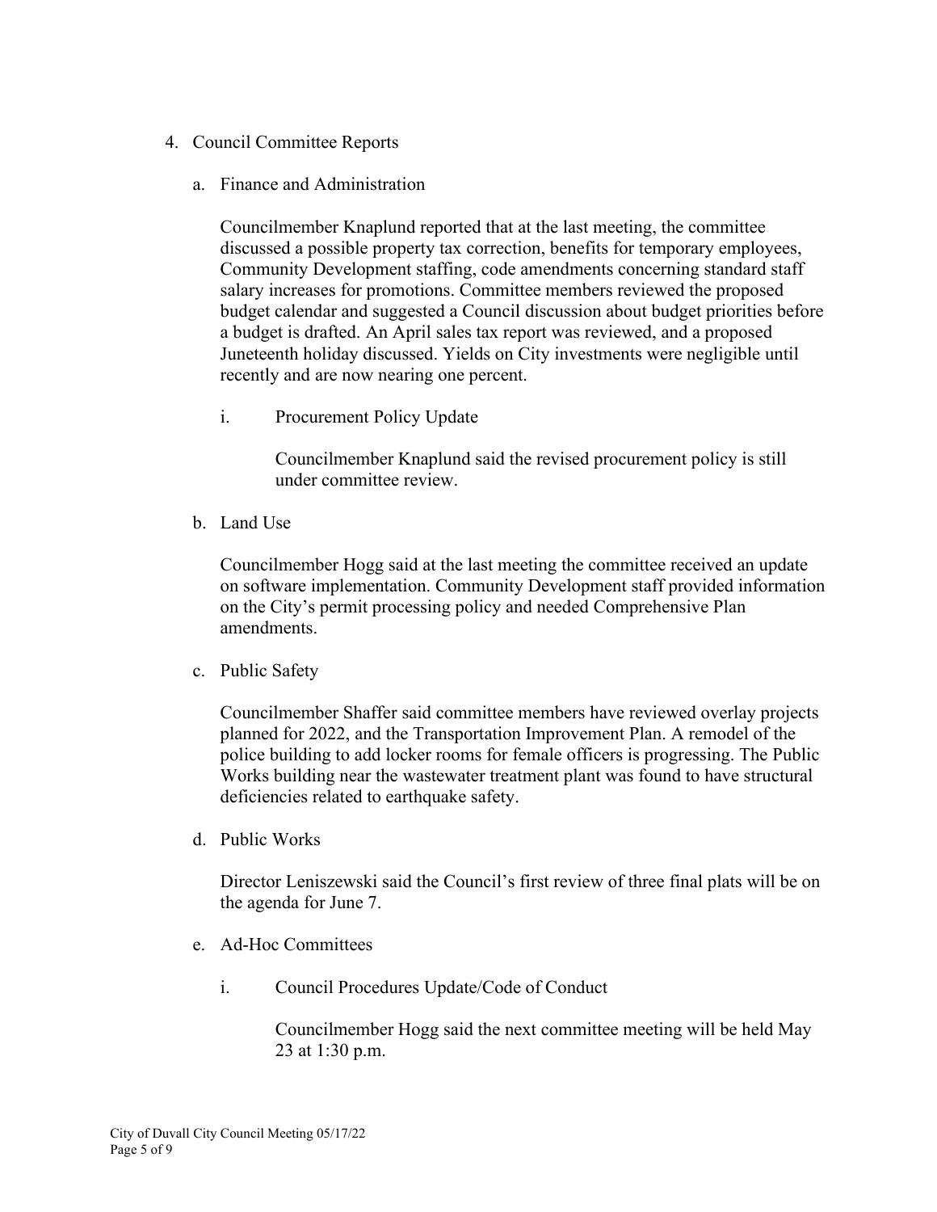4. Council Committee Reports

   a. Finance and Administration

      Councilmember Knaplund reported that at the last meeting, the committee discussed a possible property tax correction, benefits for temporary employees, Community Development staffing, code amendments concerning standard staff salary increases for promotions. Committee members reviewed the proposed budget calendar and suggested a Council discussion about budget priorities before a budget is drafted. An April sales tax report was reviewed, and a proposed Juneteenth holiday discussed. Yields on City investments were negligible until recently and are now nearing one percent.

      i. Procurement Policy Update

         Councilmember Knaplund said the revised procurement policy is still under committee review.

   b. Land Use

      Councilmember Hogg said at the last meeting the committee received an update on software implementation. Community Development staff provided information on the City's permit processing policy and needed Comprehensive Plan amendments.

   c. Public Safety

      Councilmember Shaffer said committee members have reviewed overlay projects planned for 2022, and the Transportation Improvement Plan. A remodel of the police building to add locker rooms for female officers is progressing. The Public Works building near the wastewater treatment plant was found to have structural deficiencies related to earthquake safety.

   d. Public Works

      Director Leniszewski said the Council's first review of three final plats will be on the agenda for June 7.

   e. Ad-Hoc Committees

      i. Council Procedures Update/Code of Conduct

         Councilmember Hogg said the next committee meeting will be held May 23 at 1:30 p.m.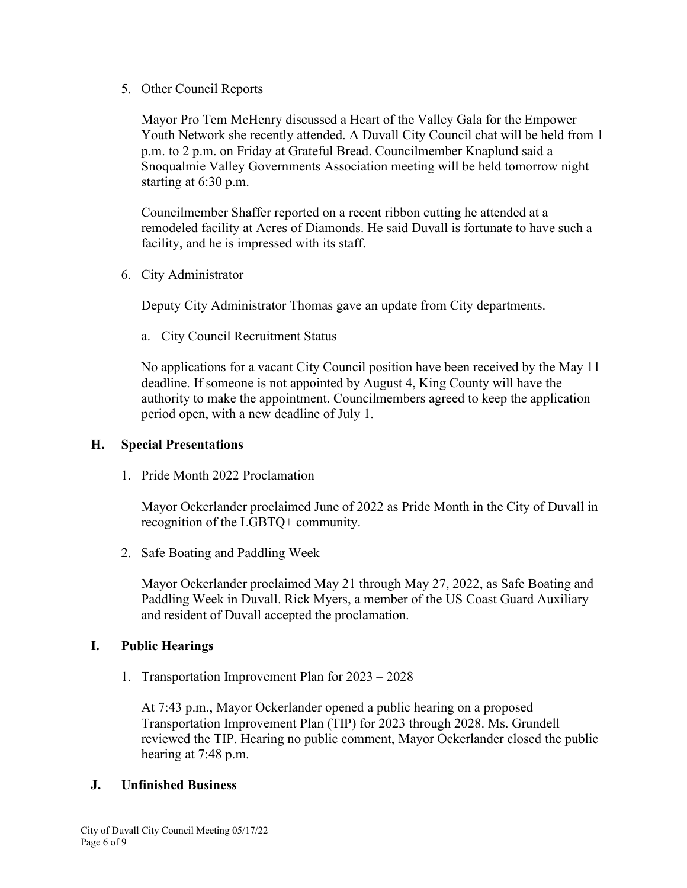5. Other Council Reports

   Mayor Pro Tem McHenry discussed a Heart of the Valley Gala for the Empower Youth Network she recently attended. A Duvall City Council chat will be held from 1 p.m. to 2 p.m. on Friday at Grateful Bread. Councilmember Knaplund said a Snoqualmie Valley Governments Association meeting will be held tomorrow night starting at 6:30 p.m.

   Councilmember Shaffer reported on a recent ribbon cutting he attended at a remodeled facility at Acres of Diamonds. He said Duvall is fortunate to have such a facility, and he is impressed with its staff.

6. City Administrator

   Deputy City Administrator Thomas gave an update from City departments.

   a. City Council Recruitment Status

   No applications for a vacant City Council position have been received by the May 11 deadline. If someone is not appointed by August 4, King County will have the authority to make the appointment. Councilmembers agreed to keep the application period open, with a new deadline of July 1.

## H. Special Presentations

1. Pride Month 2022 Proclamation

   Mayor Ockerlander proclaimed June of 2022 as Pride Month in the City of Duvall in recognition of the LGBTQ+ community.

2. Safe Boating and Paddling Week

   Mayor Ockerlander proclaimed May 21 through May 27, 2022, as Safe Boating and Paddling Week in Duvall. Rick Myers, a member of the US Coast Guard Auxiliary and resident of Duvall accepted the proclamation.

## I. Public Hearings

1. Transportation Improvement Plan for 2023 – 2028

   At 7:43 p.m., Mayor Ockerlander opened a public hearing on a proposed Transportation Improvement Plan (TIP) for 2023 through 2028. Ms. Grundell reviewed the TIP. Hearing no public comment, Mayor Ockerlander closed the public hearing at 7:48 p.m.

## J. Unfinished Business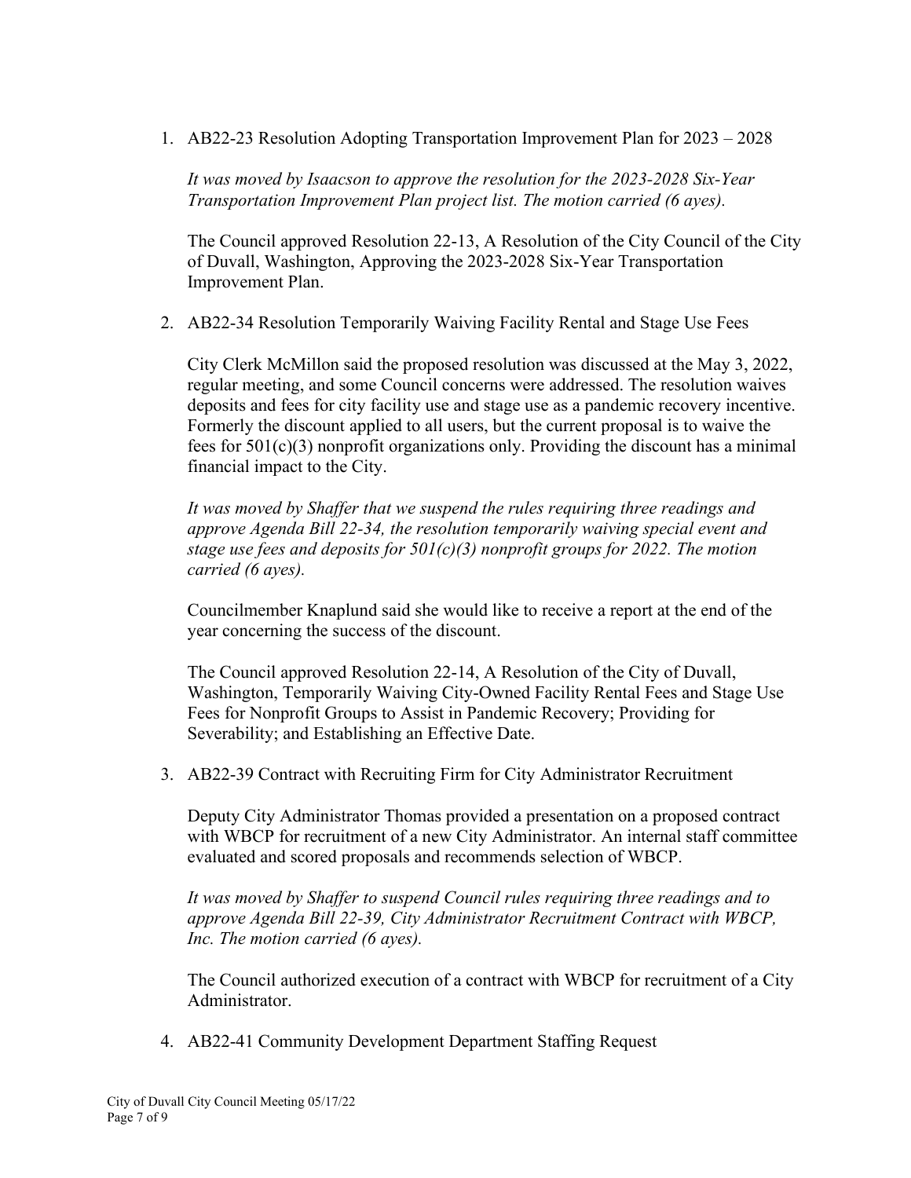1. AB22-23 Resolution Adopting Transportation Improvement Plan for 2023 – 2028

   *It was moved by Isaacson to approve the resolution for the 2023-2028 Six-Year Transportation Improvement Plan project list. The motion carried (6 ayes).*

   The Council approved Resolution 22-13, A Resolution of the City Council of the City of Duvall, Washington, Approving the 2023-2028 Six-Year Transportation Improvement Plan.

2. AB22-34 Resolution Temporarily Waiving Facility Rental and Stage Use Fees

   City Clerk McMillon said the proposed resolution was discussed at the May 3, 2022, regular meeting, and some Council concerns were addressed. The resolution waives deposits and fees for city facility use and stage use as a pandemic recovery incentive. Formerly the discount applied to all users, but the current proposal is to waive the fees for 501(c)(3) nonprofit organizations only. Providing the discount has a minimal financial impact to the City.

   *It was moved by Shaffer that we suspend the rules requiring three readings and approve Agenda Bill 22-34, the resolution temporarily waiving special event and stage use fees and deposits for 501(c)(3) nonprofit groups for 2022. The motion carried (6 ayes).*

   Councilmember Knaplund said she would like to receive a report at the end of the year concerning the success of the discount.

   The Council approved Resolution 22-14, A Resolution of the City of Duvall, Washington, Temporarily Waiving City-Owned Facility Rental Fees and Stage Use Fees for Nonprofit Groups to Assist in Pandemic Recovery; Providing for Severability; and Establishing an Effective Date.

3. AB22-39 Contract with Recruiting Firm for City Administrator Recruitment

   Deputy City Administrator Thomas provided a presentation on a proposed contract with WBCP for recruitment of a new City Administrator. An internal staff committee evaluated and scored proposals and recommends selection of WBCP.

   *It was moved by Shaffer to suspend Council rules requiring three readings and to approve Agenda Bill 22-39, City Administrator Recruitment Contract with WBCP, Inc. The motion carried (6 ayes).*

   The Council authorized execution of a contract with WBCP for recruitment of a City Administrator.

4. AB22-41 Community Development Department Staffing Request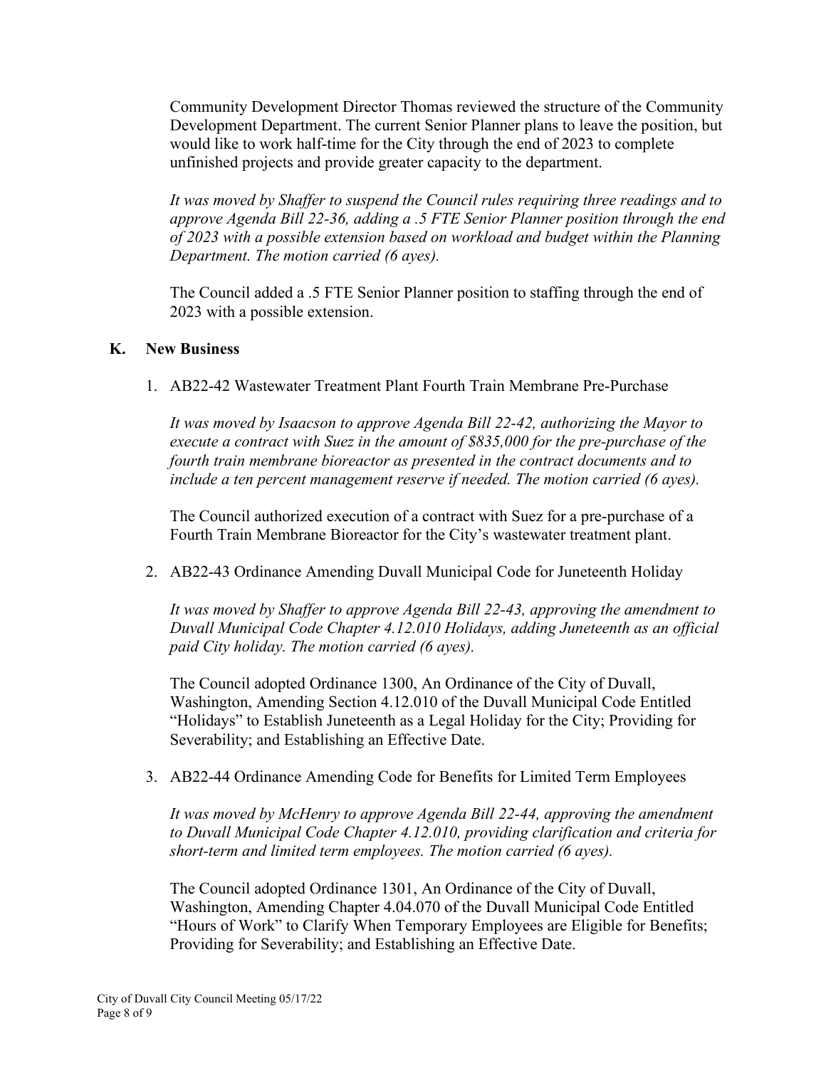Community Development Director Thomas reviewed the structure of the Community Development Department. The current Senior Planner plans to leave the position, but would like to work half-time for the City through the end of 2023 to complete unfinished projects and provide greater capacity to the department.

*It was moved by Shaffer to suspend the Council rules requiring three readings and to approve Agenda Bill 22-36, adding a .5 FTE Senior Planner position through the end of 2023 with a possible extension based on workload and budget within the Planning Department. The motion carried (6 ayes).*

The Council added a .5 FTE Senior Planner position to staffing through the end of 2023 with a possible extension.

## K. New Business

1. AB22-42 Wastewater Treatment Plant Fourth Train Membrane Pre-Purchase

   *It was moved by Isaacson to approve Agenda Bill 22-42, authorizing the Mayor to execute a contract with Suez in the amount of $835,000 for the pre-purchase of the fourth train membrane bioreactor as presented in the contract documents and to include a ten percent management reserve if needed. The motion carried (6 ayes).*

   The Council authorized execution of a contract with Suez for a pre-purchase of a Fourth Train Membrane Bioreactor for the City's wastewater treatment plant.

2. AB22-43 Ordinance Amending Duvall Municipal Code for Juneteenth Holiday

   *It was moved by Shaffer to approve Agenda Bill 22-43, approving the amendment to Duvall Municipal Code Chapter 4.12.010 Holidays, adding Juneteenth as an official paid City holiday. The motion carried (6 ayes).*

   The Council adopted Ordinance 1300, An Ordinance of the City of Duvall, Washington, Amending Section 4.12.010 of the Duvall Municipal Code Entitled "Holidays" to Establish Juneteenth as a Legal Holiday for the City; Providing for Severability; and Establishing an Effective Date.

3. AB22-44 Ordinance Amending Code for Benefits for Limited Term Employees

   *It was moved by McHenry to approve Agenda Bill 22-44, approving the amendment to Duvall Municipal Code Chapter 4.12.010, providing clarification and criteria for short-term and limited term employees. The motion carried (6 ayes).*

   The Council adopted Ordinance 1301, An Ordinance of the City of Duvall, Washington, Amending Chapter 4.04.070 of the Duvall Municipal Code Entitled "Hours of Work" to Clarify When Temporary Employees are Eligible for Benefits; Providing for Severability; and Establishing an Effective Date.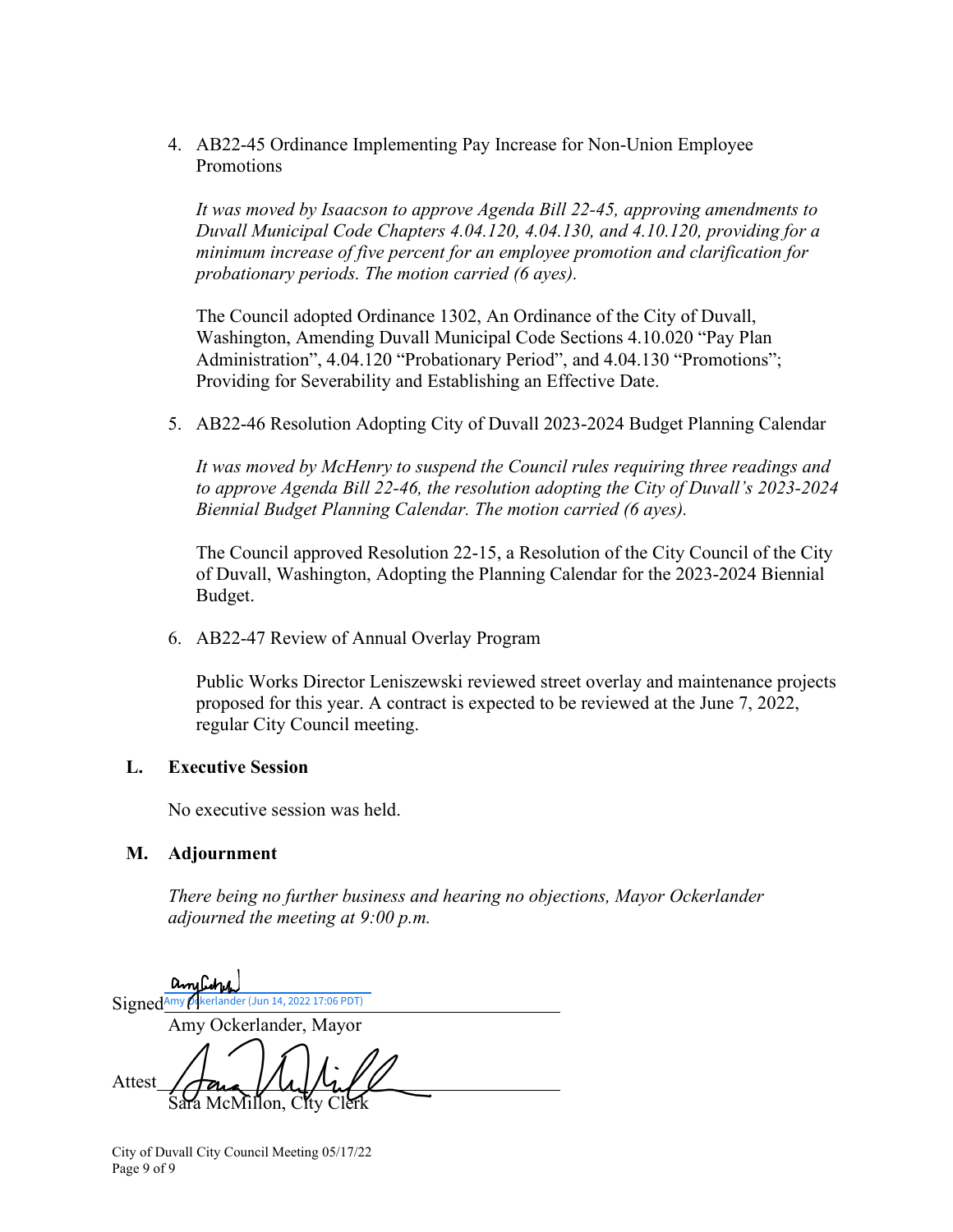4. AB22-45 Ordinance Implementing Pay Increase for Non-Union Employee Promotions

   *It was moved by Isaacson to approve Agenda Bill 22-45, approving amendments to Duvall Municipal Code Chapters 4.04.120, 4.04.130, and 4.10.120, providing for a minimum increase of five percent for an employee promotion and clarification for probationary periods. The motion carried (6 ayes).*

   The Council adopted Ordinance 1302, An Ordinance of the City of Duvall, Washington, Amending Duvall Municipal Code Sections 4.10.020 "Pay Plan Administration", 4.04.120 "Probationary Period", and 4.04.130 "Promotions"; Providing for Severability and Establishing an Effective Date.

5. AB22-46 Resolution Adopting City of Duvall 2023-2024 Budget Planning Calendar

   *It was moved by McHenry to suspend the Council rules requiring three readings and to approve Agenda Bill 22-46, the resolution adopting the City of Duvall's 2023-2024 Biennial Budget Planning Calendar. The motion carried (6 ayes).*

   The Council approved Resolution 22-15, a Resolution of the City Council of the City of Duvall, Washington, Adopting the Planning Calendar for the 2023-2024 Biennial Budget.

6. AB22-47 Review of Annual Overlay Program

   Public Works Director Leniszewski reviewed street overlay and maintenance projects proposed for this year. A contract is expected to be reviewed at the June 7, 2022, regular City Council meeting.

## L. Executive Session

No executive session was held.

## M. Adjournment

*There being no further business and hearing no objections, Mayor Ockerlander adjourned the meeting at 9:00 p.m.*

Signed Amy Ockerlander (Jun 14, 2022 17:06 PDT)
Amy Ockerlander, Mayor

Attest
Sara McMillon, City Clerk

City of Duvall City Council Meeting 05/17/22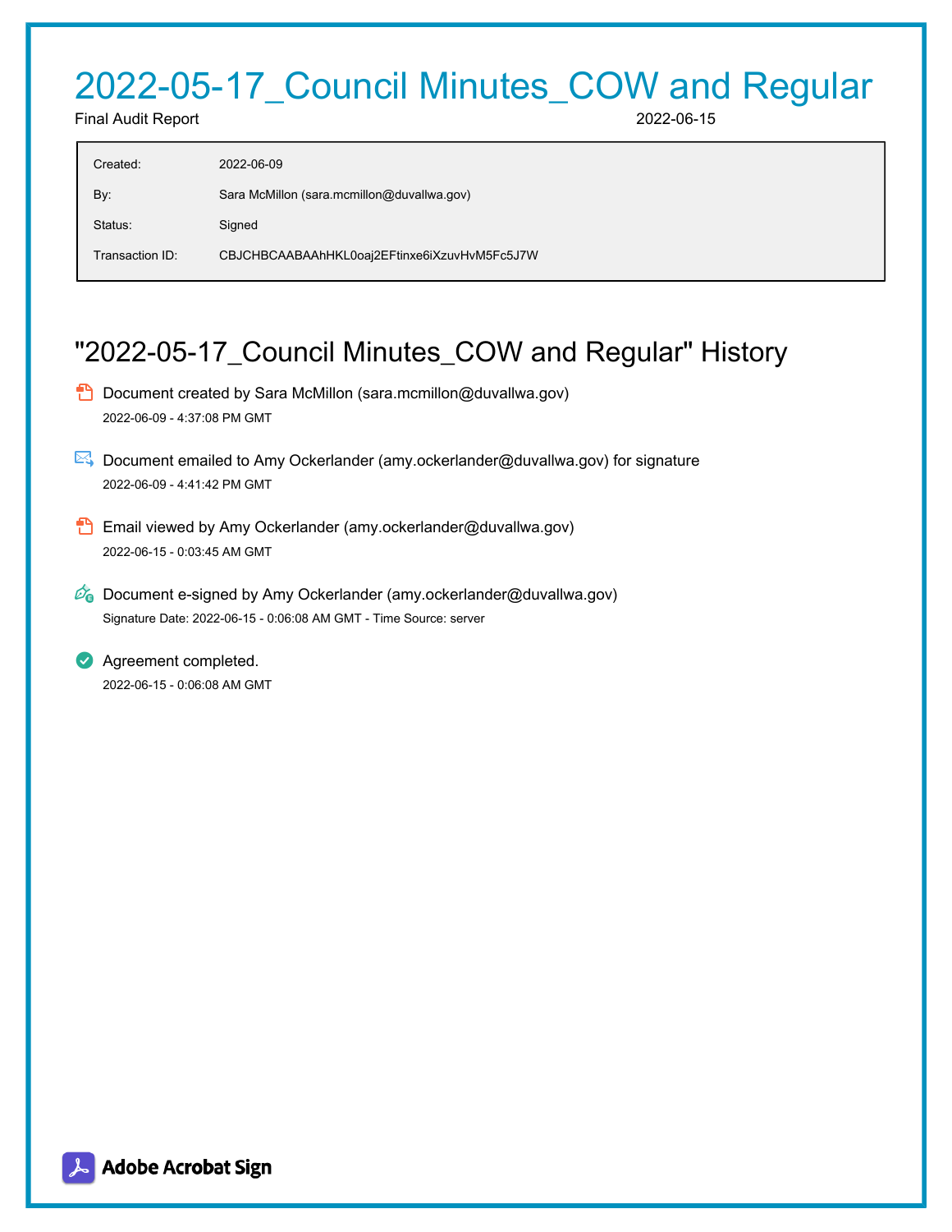# 2022-05-17_Council Minutes_COW and Regular

Final Audit Report 2022-06-15

| | |
|---|---|
| Created: | 2022-06-09 |
| By: | Sara McMillon (sara.mcmillon@duvallwa.gov) |
| Status: | Signed |
| Transaction ID: | CBJCHBCAABAAhHKL0oaj2EFtinxe6iXzuvHvM5Fc5J7W |

## "2022-05-17_Council Minutes_COW and Regular" History

- Document created by Sara McMillon (sara.mcmillon@duvallwa.gov)
  2022-06-09 - 4:37:08 PM GMT

- Document emailed to Amy Ockerlander (amy.ockerlander@duvallwa.gov) for signature
  2022-06-09 - 4:41:42 PM GMT

- Email viewed by Amy Ockerlander (amy.ockerlander@duvallwa.gov)
  2022-06-15 - 0:03:45 AM GMT

- Document e-signed by Amy Ockerlander (amy.ockerlander@duvallwa.gov)
  Signature Date: 2022-06-15 - 0:06:08 AM GMT - Time Source: server

- Agreement completed.
  2022-06-15 - 0:06:08 AM GMT

Adobe Acrobat Sign